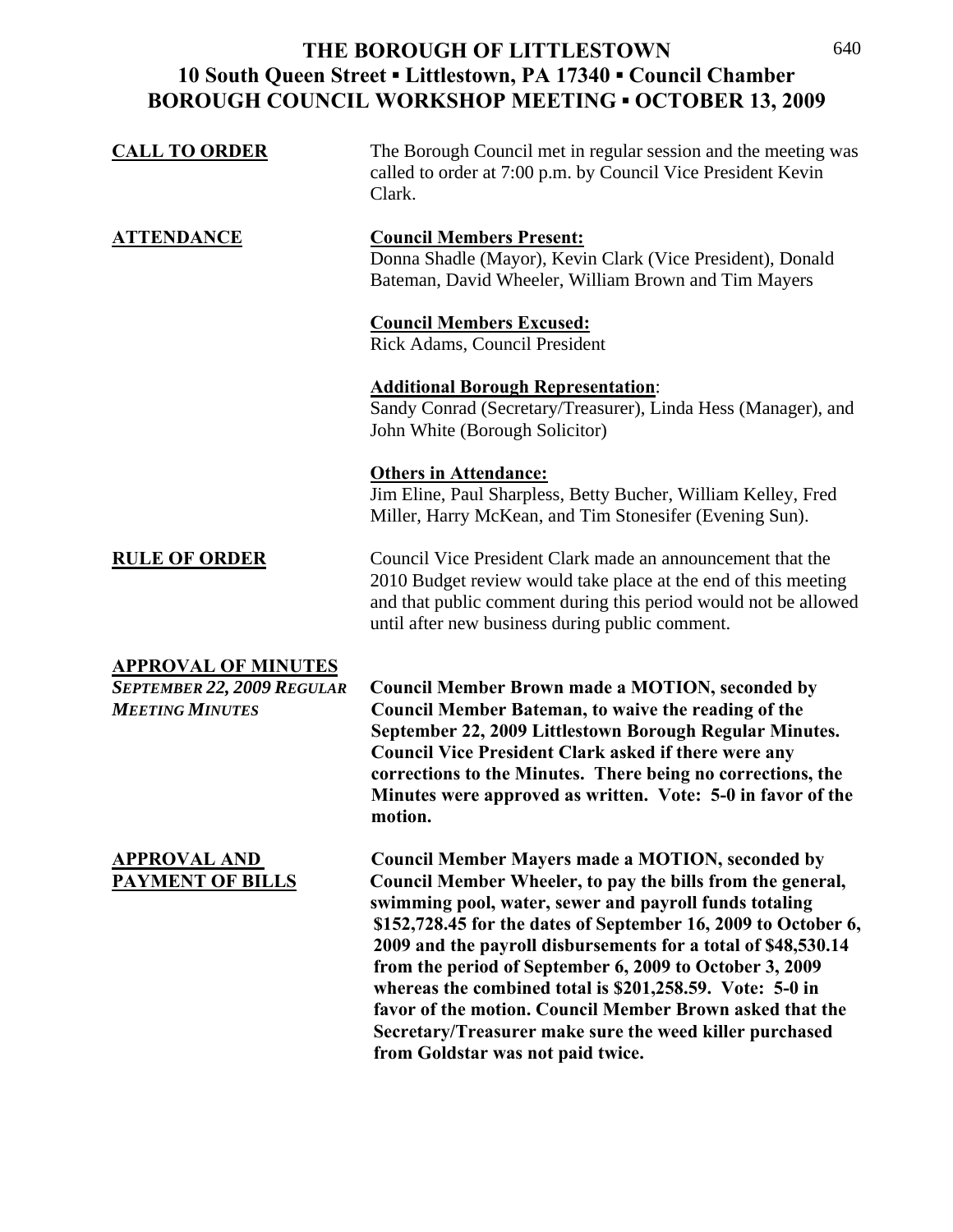# THE BOROUGH OF LITTLESTOWN
## 10 South Queen Street ▪ Littlestown, PA 17340 ▪ Council Chamber
## BOROUGH COUNCIL WORKSHOP MEETING ▪ OCTOBER 13, 2009

**CALL TO ORDER**

The Borough Council met in regular session and the meeting was called to order at 7:00 p.m. by Council Vice President Kevin Clark.

**ATTENDANCE**

**Council Members Present:**
Donna Shadle (Mayor), Kevin Clark (Vice President), Donald Bateman, David Wheeler, William Brown and Tim Mayers

**Council Members Excused:**
Rick Adams, Council President

**Additional Borough Representation**:
Sandy Conrad (Secretary/Treasurer), Linda Hess (Manager), and John White (Borough Solicitor)

**Others in Attendance:**
Jim Eline, Paul Sharpless, Betty Bucher, William Kelley, Fred Miller, Harry McKean, and Tim Stonesifer (Evening Sun).

**RULE OF ORDER**

Council Vice President Clark made an announcement that the 2010 Budget review would take place at the end of this meeting and that public comment during this period would not be allowed until after new business during public comment.

**APPROVAL OF MINUTES**

***SEPTEMBER 22, 2009 REGULAR MEETING MINUTES***

**Council Member Brown made a MOTION, seconded by Council Member Bateman, to waive the reading of the September 22, 2009 Littlestown Borough Regular Minutes. Council Vice President Clark asked if there were any corrections to the Minutes. There being no corrections, the Minutes were approved as written. Vote: 5-0 in favor of the motion.**

**APPROVAL AND PAYMENT OF BILLS**

**Council Member Mayers made a MOTION, seconded by Council Member Wheeler, to pay the bills from the general, swimming pool, water, sewer and payroll funds totaling $152,728.45 for the dates of September 16, 2009 to October 6, 2009 and the payroll disbursements for a total of $48,530.14 from the period of September 6, 2009 to October 3, 2009 whereas the combined total is $201,258.59. Vote: 5-0 in favor of the motion. Council Member Brown asked that the Secretary/Treasurer make sure the weed killer purchased from Goldstar was not paid twice.**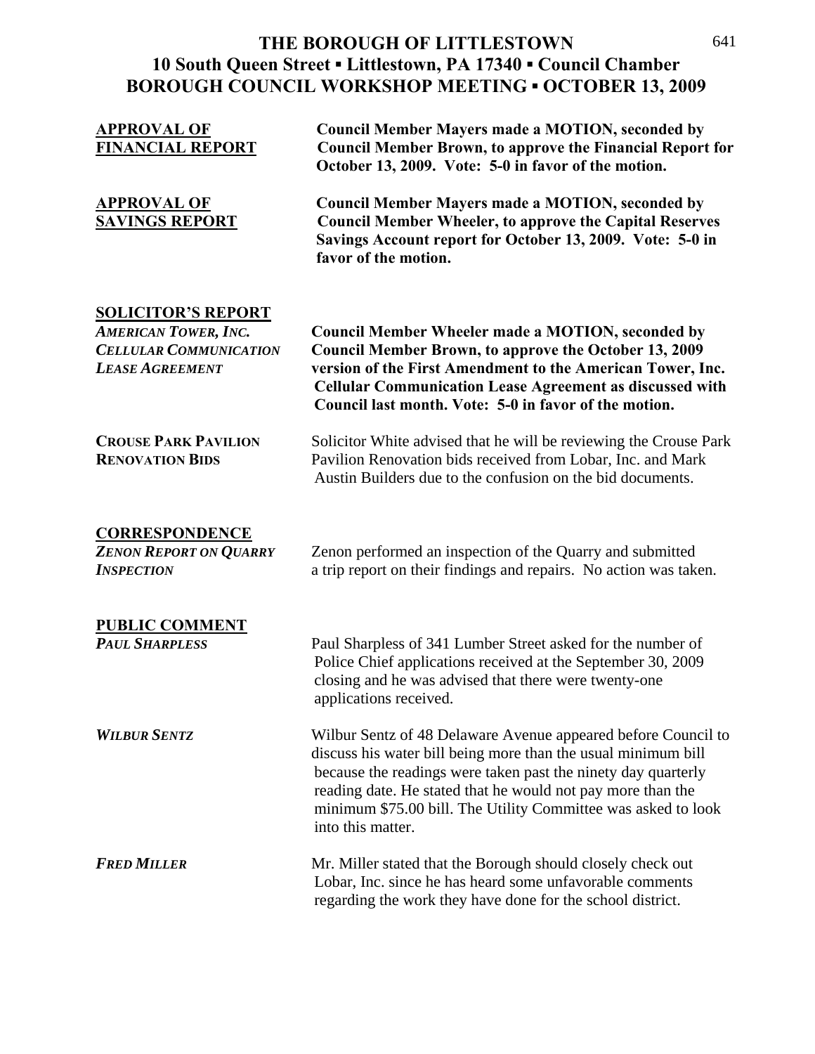# THE BOROUGH OF LITTLESTOWN
## 10 South Queen Street ▪ Littlestown, PA 17340 ▪ Council Chamber
## BOROUGH COUNCIL WORKSHOP MEETING ▪ OCTOBER 13, 2009

**APPROVAL OF FINANCIAL REPORT**

**Council Member Mayers made a MOTION, seconded by Council Member Brown, to approve the Financial Report for October 13, 2009. Vote: 5-0 in favor of the motion.**

**APPROVAL OF SAVINGS REPORT**

**Council Member Mayers made a MOTION, seconded by Council Member Wheeler, to approve the Capital Reserves Savings Account report for October 13, 2009. Vote: 5-0 in favor of the motion.**

## SOLICITOR'S REPORT

***AMERICAN TOWER, INC. CELLULAR COMMUNICATION LEASE AGREEMENT***

**Council Member Wheeler made a MOTION, seconded by Council Member Brown, to approve the October 13, 2009 version of the First Amendment to the American Tower, Inc. Cellular Communication Lease Agreement as discussed with Council last month. Vote: 5-0 in favor of the motion.**

**CROUSE PARK PAVILION RENOVATION BIDS**

Solicitor White advised that he will be reviewing the Crouse Park Pavilion Renovation bids received from Lobar, Inc. and Mark Austin Builders due to the confusion on the bid documents.

## CORRESPONDENCE

***ZENON REPORT ON QUARRY INSPECTION***

Zenon performed an inspection of the Quarry and submitted a trip report on their findings and repairs. No action was taken.

## PUBLIC COMMENT

***PAUL SHARPLESS***

Paul Sharpless of 341 Lumber Street asked for the number of Police Chief applications received at the September 30, 2009 closing and he was advised that there were twenty-one applications received.

***WILBUR SENTZ***

Wilbur Sentz of 48 Delaware Avenue appeared before Council to discuss his water bill being more than the usual minimum bill because the readings were taken past the ninety day quarterly reading date. He stated that he would not pay more than the minimum $75.00 bill. The Utility Committee was asked to look into this matter.

***FRED MILLER***

Mr. Miller stated that the Borough should closely check out Lobar, Inc. since he has heard some unfavorable comments regarding the work they have done for the school district.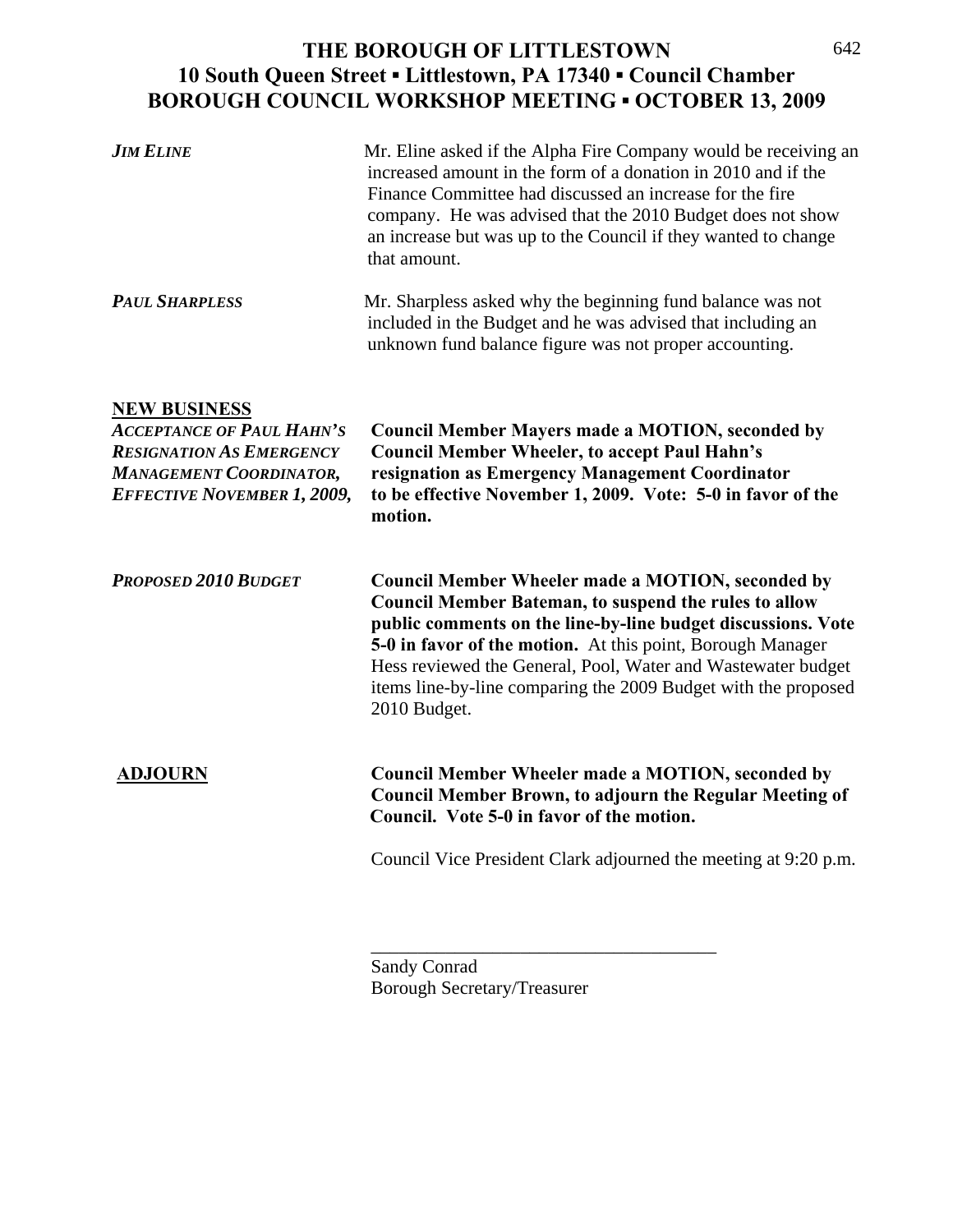# THE BOROUGH OF LITTLESTOWN
## 10 South Queen Street ▪ Littlestown, PA 17340 ▪ Council Chamber
## BOROUGH COUNCIL WORKSHOP MEETING ▪ OCTOBER 13, 2009

***JIM ELINE***

Mr. Eline asked if the Alpha Fire Company would be receiving an increased amount in the form of a donation in 2010 and if the Finance Committee had discussed an increase for the fire company. He was advised that the 2010 Budget does not show an increase but was up to the Council if they wanted to change that amount.

***PAUL SHARPLESS***

Mr. Sharpless asked why the beginning fund balance was not included in the Budget and he was advised that including an unknown fund balance figure was not proper accounting.

**NEW BUSINESS**

***ACCEPTANCE OF PAUL HAHN'S RESIGNATION AS EMERGENCY MANAGEMENT COORDINATOR, EFFECTIVE NOVEMBER 1, 2009,***

**Council Member Mayers made a MOTION, seconded by Council Member Wheeler, to accept Paul Hahn's resignation as Emergency Management Coordinator to be effective November 1, 2009. Vote: 5-0 in favor of the motion.**

***PROPOSED 2010 BUDGET***

**Council Member Wheeler made a MOTION, seconded by Council Member Bateman, to suspend the rules to allow public comments on the line-by-line budget discussions. Vote 5-0 in favor of the motion.** At this point, Borough Manager Hess reviewed the General, Pool, Water and Wastewater budget items line-by-line comparing the 2009 Budget with the proposed 2010 Budget.

**ADJOURN**

**Council Member Wheeler made a MOTION, seconded by Council Member Brown, to adjourn the Regular Meeting of Council. Vote 5-0 in favor of the motion.**

Council Vice President Clark adjourned the meeting at 9:20 p.m.

\_\_\_\_\_\_\_\_\_\_\_\_\_\_\_\_\_\_\_\_\_\_\_\_\_\_\_\_\_\_\_\_\_\_\_\_

Sandy Conrad
Borough Secretary/Treasurer